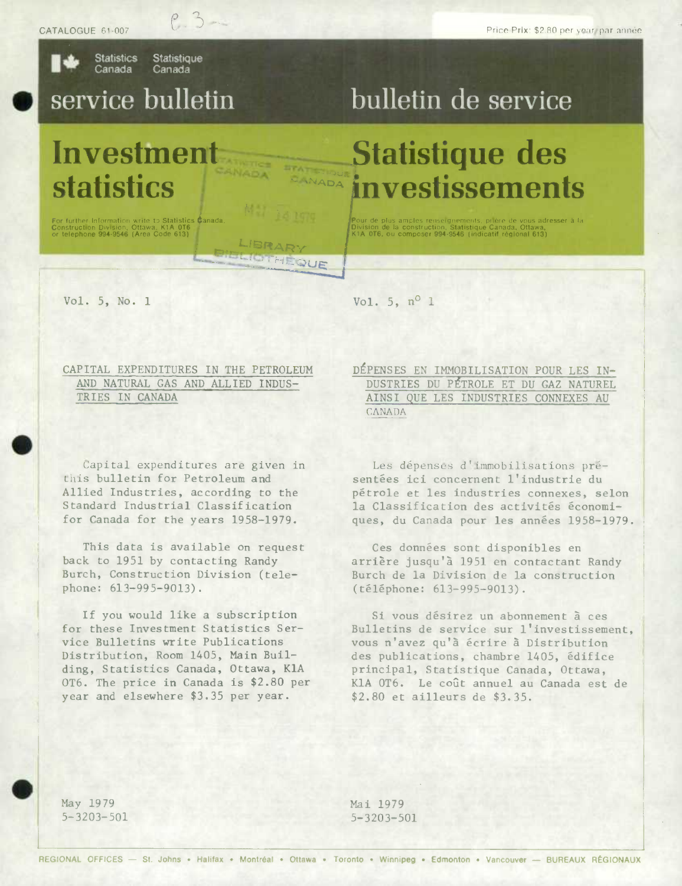CATALOGUE 61-007

Price-Prix: $2.80 per year/par année

Statistics Canada Statistique Canada

# service bulletin

# bulletin de service

# Investment statistics

# Statistique des investissements

For further information write to Statistics Canada, Construction Division, Ottawa, K1A 0T6 or telephone 994-9546 (Area Code 613)

Pour de plus amples renseignements, prière de vous adresser à la Division de la construction, Statistique Canada, Ottawa, K1A 0T6, ou composer 994-9546 (indicatif régional 613)

Vol. 5, No. 1

## CAPITAL EXPENDITURES IN THE PETROLEUM AND NATURAL GAS AND ALLIED INDUSTRIES IN CANADA

Capital expenditures are given in this bulletin for Petroleum and Allied Industries, according to the Standard Industrial Classification for Canada for the years 1958-1979.

This data is available on request back to 1951 by contacting Randy Burch, Construction Division (telephone: 613-995-9013).

If you would like a subscription for these Investment Statistics Service Bulletins write Publications Distribution, Room 1405, Main Building, Statistics Canada, Ottawa, K1A 0T6. The price in Canada is $2.80 per year and elsewhere $3.35 per year.

May 1979
5-3203-501

Vol. 5, nº 1

## DÉPENSES EN IMMOBILISATION POUR LES INDUSTRIES DU PÉTROLE ET DU GAZ NATUREL AINSI QUE LES INDUSTRIES CONNEXES AU CANADA

Les dépenses d'immobilisations présentées ici concernent l'industrie du pétrole et les industries connexes, selon la Classification des activités économiques, du Canada pour les années 1958-1979.

Ces données sont disponibles en arrière jusqu'à 1951 en contactant Randy Burch de la Division de la construction (téléphone: 613-995-9013).

Si vous désirez un abonnement à ces Bulletins de service sur l'investissement, vous n'avez qu'à écrire à Distribution des publications, chambre 1405, édifice principal, Statistique Canada, Ottawa, K1A 0T6. Le coût annuel au Canada est de $2.80 et ailleurs de $3.35.

Mai 1979
5-3203-501

REGIONAL OFFICES — St. Johns • Halifax • Montréal • Ottawa • Toronto • Winnipeg • Edmonton • Vancouver — BUREAUX RÉGIONAUX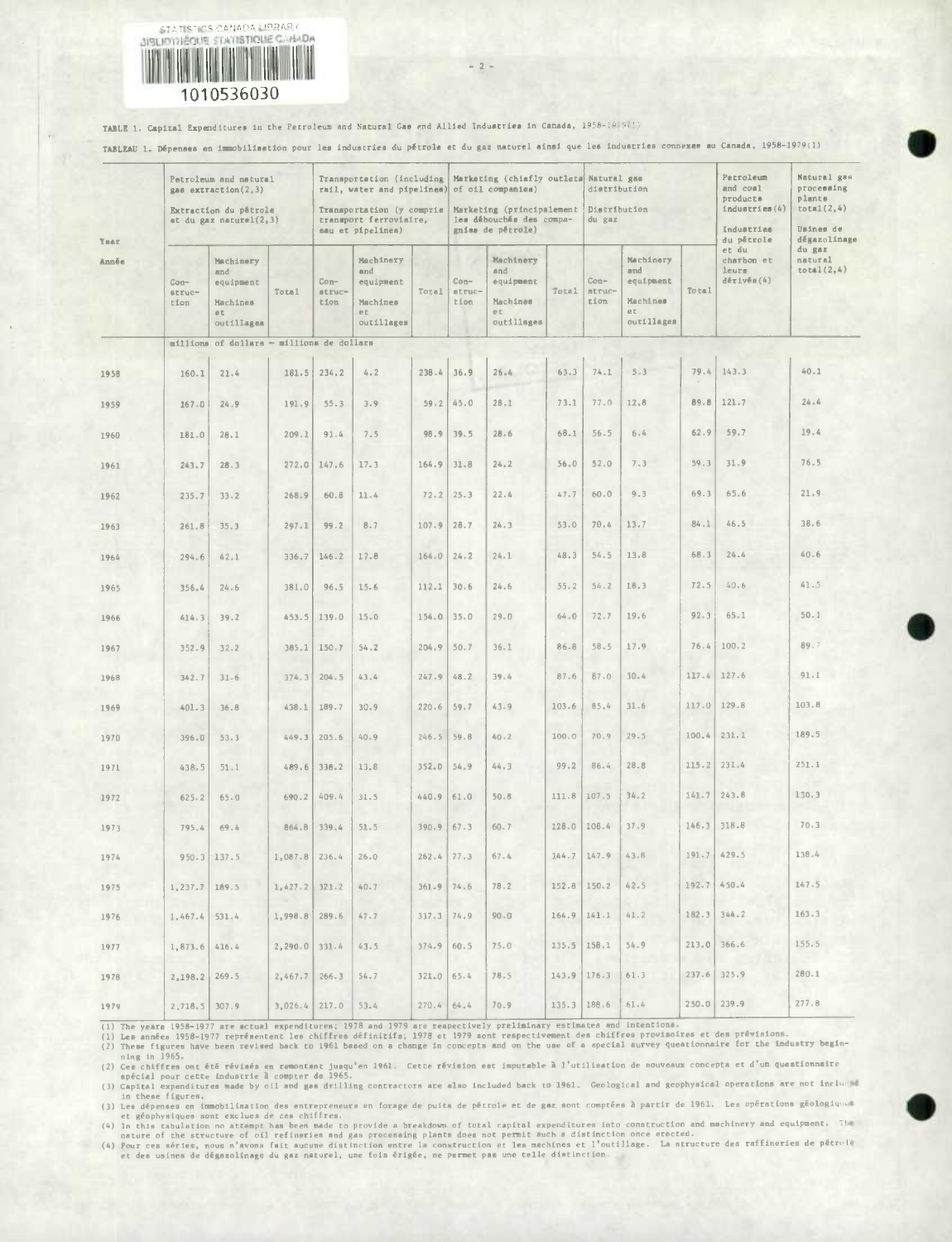TABLE 1. Capital Expenditures in the Petroleum and Natural Gas and Allied Industries in Canada, 1958-1979(1)

TABLEAU 1. Dépenses en immobilisation pour les industries du pétrole et du gaz naturel ainsi que les industries connexes au Canada, 1958-1979(1)

| Year / Année | Petroleum and natural gas extraction(2,3) / Extraction du pétrole et du gaz naturel(2,3) | | | Transportation (including rail, water and pipelines) / Transportation (y compris transport ferroviaire, eau et pipelines) | | | Marketing (chiefly outlets of oil companies) / Marketing (principalement les débouchés des compagnies de pétrole) | | | Natural gas distribution / Distribution du gaz | | | Petroleum and coal products industries(4) / Industries du pétrole et du charbon et leurs dérivés(4) | Natural gas processing plants total(2,4) / Usines de dégazolinage du gaz naturel total(2,4) |
|---|---|---|---|---|---|---|---|---|---|---|---|---|---|---|
| | Construction | Machinery and equipment / Machines et outillages | Total | Construction | Machinery and equipment / Machines et outillages | Total | Construction | Machinery and equipment / Machines et outillages | Total | Construction | Machinery and equipment / Machines et outillages | Total | | |
| | millions of dollars – millions de dollars | | | | | | | | | | | | | |
| 1958 | 160.1 | 21.4 | 181.5 | 234.2 | 4.2 | 238.4 | 36.9 | 26.4 | 63.3 | 74.1 | 5.3 | 79.4 | 143.3 | 40.1 |
| 1959 | 167.0 | 24.9 | 191.9 | 55.3 | 3.9 | 59.2 | 45.0 | 28.1 | 73.1 | 77.0 | 12.8 | 89.8 | 121.7 | 24.4 |
| 1960 | 181.0 | 28.1 | 209.1 | 91.4 | 7.5 | 98.9 | 39.5 | 28.6 | 68.1 | 56.5 | 6.4 | 62.9 | 59.7 | 19.4 |
| 1961 | 243.7 | 28.3 | 272.0 | 147.6 | 17.3 | 164.9 | 31.8 | 24.2 | 56.0 | 52.0 | 7.3 | 59.3 | 31.9 | 76.5 |
| 1962 | 235.7 | 33.2 | 268.9 | 60.8 | 11.4 | 72.2 | 25.3 | 22.4 | 47.7 | 60.0 | 9.3 | 69.3 | 65.6 | 21.9 |
| 1963 | 261.8 | 35.3 | 297.1 | 99.2 | 8.7 | 107.9 | 28.7 | 24.3 | 53.0 | 70.4 | 13.7 | 84.1 | 46.5 | 38.6 |
| 1964 | 294.6 | 42.1 | 336.7 | 146.2 | 17.8 | 164.0 | 24.2 | 24.1 | 48.3 | 54.5 | 13.8 | 68.3 | 24.4 | 40.6 |
| 1965 | 356.4 | 24.6 | 381.0 | 96.5 | 15.6 | 112.1 | 30.6 | 24.6 | 55.2 | 54.2 | 18.3 | 72.5 | 40.6 | 41.5 |
| 1966 | 414.3 | 39.2 | 453.5 | 139.0 | 15.0 | 154.0 | 35.0 | 29.0 | 64.0 | 72.7 | 19.6 | 92.3 | 65.1 | 50.1 |
| 1967 | 352.9 | 32.2 | 385.1 | 150.7 | 54.2 | 204.9 | 50.7 | 36.1 | 86.8 | 58.5 | 17.9 | 76.4 | 100.2 | 89.7 |
| 1968 | 342.7 | 31.6 | 374.3 | 204.5 | 43.4 | 247.9 | 48.2 | 39.4 | 87.6 | 87.0 | 30.4 | 117.4 | 127.6 | 91.1 |
| 1969 | 401.3 | 36.8 | 438.1 | 189.7 | 30.9 | 220.6 | 59.7 | 43.9 | 103.6 | 85.4 | 31.6 | 117.0 | 129.8 | 103.8 |
| 1970 | 396.0 | 53.3 | 449.3 | 205.6 | 40.9 | 246.5 | 59.8 | 40.2 | 100.0 | 70.9 | 29.5 | 100.4 | 231.1 | 189.5 |
| 1971 | 438.5 | 51.1 | 489.6 | 338.2 | 13.8 | 352.0 | 54.9 | 44.3 | 99.2 | 86.4 | 28.8 | 115.2 | 231.4 | 251.1 |
| 1972 | 625.2 | 65.0 | 690.2 | 409.4 | 31.5 | 440.9 | 61.0 | 50.8 | 111.8 | 107.5 | 34.2 | 141.7 | 243.8 | 130.3 |
| 1973 | 795.4 | 69.4 | 864.8 | 339.4 | 51.5 | 390.9 | 67.3 | 60.7 | 128.0 | 108.4 | 37.9 | 146.3 | 318.8 | 70.3 |
| 1974 | 950.3 | 137.5 | 1,087.8 | 236.4 | 26.0 | 262.4 | 77.3 | 67.4 | 144.7 | 147.9 | 43.8 | 191.7 | 429.5 | 138.4 |
| 1975 | 1,237.7 | 189.5 | 1,427.2 | 321.2 | 40.7 | 361.9 | 74.6 | 78.2 | 152.8 | 150.2 | 42.5 | 192.7 | 450.4 | 147.5 |
| 1976 | 1,467.4 | 531.4 | 1,998.8 | 289.6 | 47.7 | 337.3 | 74.9 | 90.0 | 164.9 | 141.1 | 41.2 | 182.3 | 344.2 | 163.3 |
| 1977 | 1,873.6 | 416.4 | 2,290.0 | 331.4 | 43.5 | 374.9 | 60.5 | 75.0 | 135.5 | 158.1 | 54.9 | 213.0 | 366.6 | 155.5 |
| 1978 | 2,198.2 | 269.5 | 2,467.7 | 266.3 | 54.7 | 321.0 | 65.4 | 78.5 | 143.9 | 176.3 | 61.3 | 237.6 | 325.9 | 280.1 |
| 1979 | 2,718.5 | 307.9 | 3,026.4 | 217.0 | 53.4 | 270.4 | 64.4 | 70.9 | 135.3 | 188.6 | 61.4 | 250.0 | 239.9 | 277.8 |

(1) The years 1958-1977 are actual expenditures; 1978 and 1979 are respectively preliminary estimates and intentions.
(1) Les années 1958-1977 représentent les chiffres définitifs; 1978 et 1979 sont respectivement des chiffres provisoires et des prévisions.
(2) These figures have been revised back to 1961 based on a change in concepts and on the use of a special survey questionnaire for the industry beginning in 1965.
(2) Ces chiffres ont été révisés en remontant jusqu'en 1961. Cette révision est imputable à l'utilisation de nouveaux concepts et d'un questionnaire spécial pour cette industrie à compter de 1965.
(3) Capital expenditures made by oil and gas drilling contractors are also included back to 1961. Geological and geophysical operations are not included in these figures.
(3) Les dépenses en immobilisation des entrepreneurs en forage de puits de pétrole et de gaz sont comptées à partir de 1961. Les opérations géologiques et géophysiques sont exclues de ces chiffres.
(4) In this tabulation no attempt has been made to provide a breakdown of total capital expenditures into construction and machinery and equipment. The nature of the structure of oil refineries and gas processing plants does not permit such a distinction once erected.
(4) Pour ces séries, nous n'avons fait aucune distinction entre la construction et les machines et l'outillage. La structure des raffineries de pétrole et des usines de dégazolinage du gaz naturel, une fois érigée, ne permet pas une telle distinction.